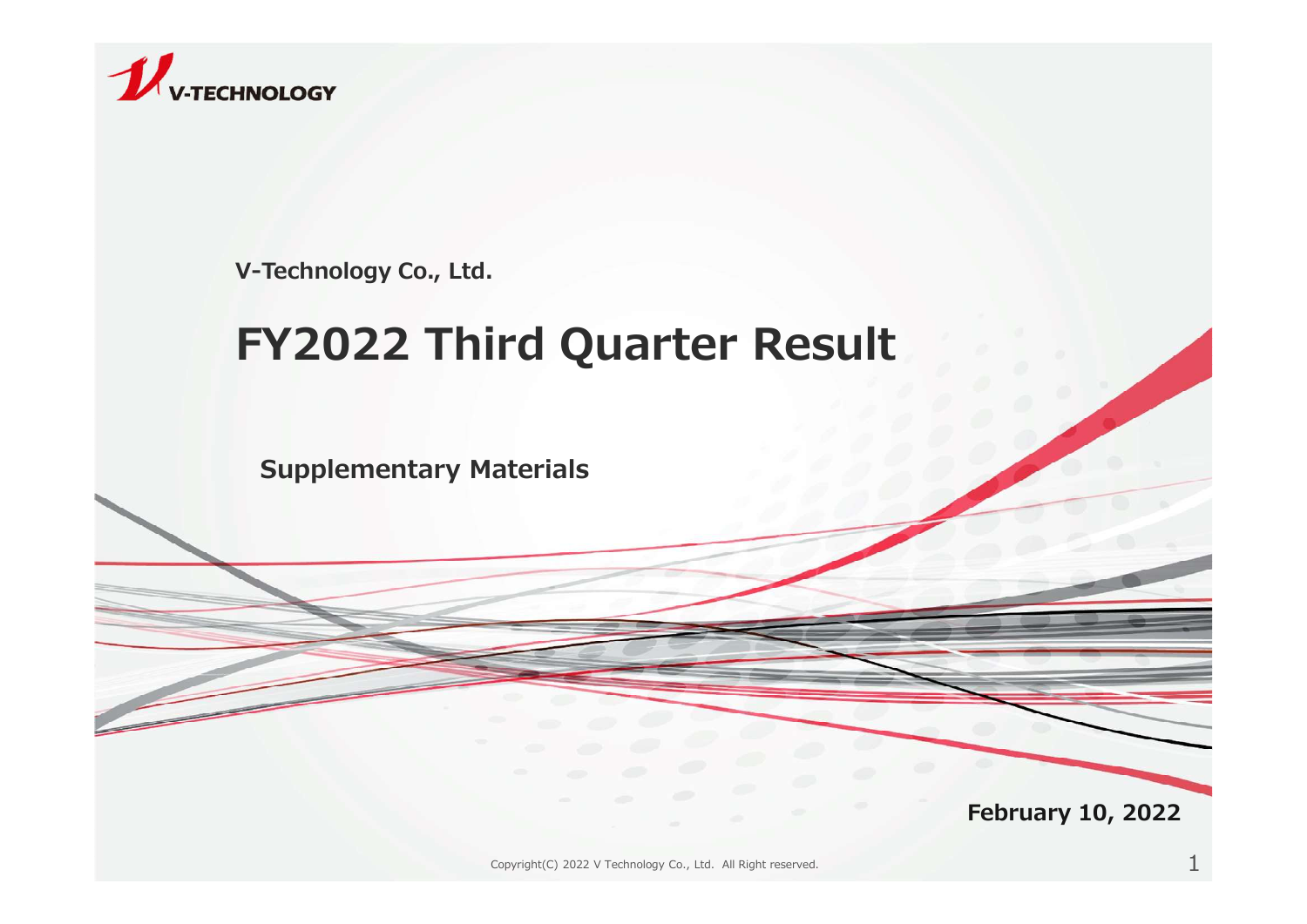V-TECHNOLOGY

V-Technology Co., Ltd.

# FY2022 Third Quarter Result

## Supplementary Materials

February 10, 2022

Copyright(C) 2022 V Technology Co., Ltd. All Right reserved.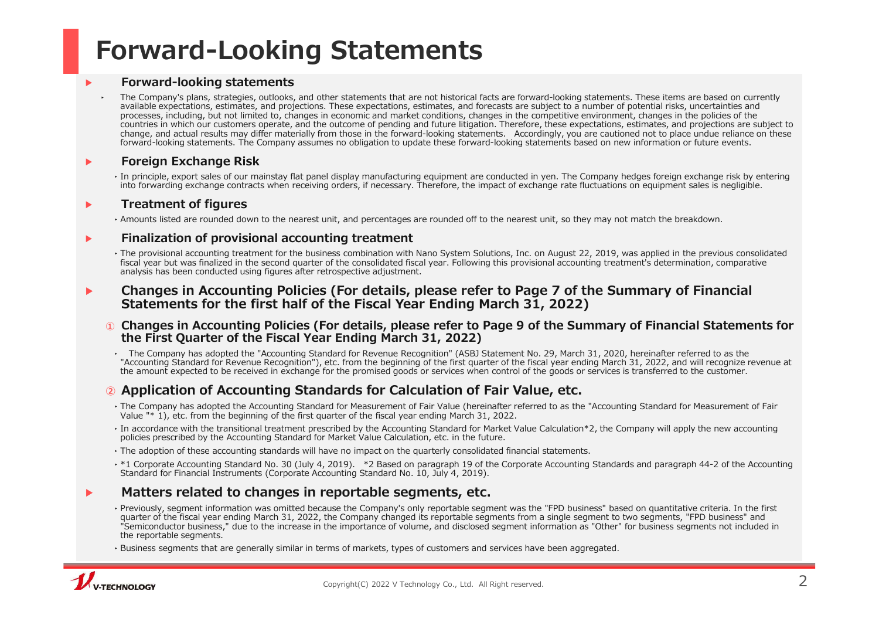# Forward-Looking Statements

## Forward-looking statements

- The Company's plans, strategies, outlooks, and other statements that are not historical facts are forward-looking statements. These items are based on currently available expectations, estimates, and projections. These expectations, estimates, and forecasts are subject to a number of potential risks, uncertainties and processes, including, but not limited to, changes in economic and market conditions, changes in the competitive environment, changes in the policies of the countries in which our customers operate, and the outcome of pending and future litigation. Therefore, these expectations, estimates, and projections are subject to change, and actual results may differ materially from those in the forward-looking statements. Accordingly, you are cautioned not to place undue reliance on these forward-looking statements. The Company assumes no obligation to update these forward-looking statements based on new information or future events.

## Foreign Exchange Risk

- In principle, export sales of our mainstay flat panel display manufacturing equipment are conducted in yen. The Company hedges foreign exchange risk by entering into forwarding exchange contracts when receiving orders, if necessary. Therefore, the impact of exchange rate fluctuations on equipment sales is negligible.

## Treatment of figures

- Amounts listed are rounded down to the nearest unit, and percentages are rounded off to the nearest unit, so they may not match the breakdown.

## Finalization of provisional accounting treatment

- The provisional accounting treatment for the business combination with Nano System Solutions, Inc. on August 22, 2019, was applied in the previous consolidated fiscal year but was finalized in the second quarter of the consolidated fiscal year. Following this provisional accounting treatment's determination, comparative analysis has been conducted using figures after retrospective adjustment.

## Changes in Accounting Policies (For details, please refer to Page 7 of the Summary of Financial Statements for the first half of the Fiscal Year Ending March 31, 2022)

### ① Changes in Accounting Policies (For details, please refer to Page 9 of the Summary of Financial Statements for the First Quarter of the Fiscal Year Ending March 31, 2022)

- The Company has adopted the "Accounting Standard for Revenue Recognition" (ASBJ Statement No. 29, March 31, 2020, hereinafter referred to as the "Accounting Standard for Revenue Recognition"), etc. from the beginning of the first quarter of the fiscal year ending March 31, 2022, and will recognize revenue at the amount expected to be received in exchange for the promised goods or services when control of the goods or services is transferred to the customer.

### ② Application of Accounting Standards for Calculation of Fair Value, etc.

- The Company has adopted the Accounting Standard for Measurement of Fair Value (hereinafter referred to as the "Accounting Standard for Measurement of Fair Value "* 1), etc. from the beginning of the first quarter of the fiscal year ending March 31, 2022.
- In accordance with the transitional treatment prescribed by the Accounting Standard for Market Value Calculation*2, the Company will apply the new accounting policies prescribed by the Accounting Standard for Market Value Calculation, etc. in the future.
- The adoption of these accounting standards will have no impact on the quarterly consolidated financial statements.
- *1 Corporate Accounting Standard No. 30 (July 4, 2019). *2 Based on paragraph 19 of the Corporate Accounting Standards and paragraph 44-2 of the Accounting Standard for Financial Instruments (Corporate Accounting Standard No. 10, July 4, 2019).

## Matters related to changes in reportable segments, etc.

- Previously, segment information was omitted because the Company's only reportable segment was the "FPD business" based on quantitative criteria. In the first quarter of the fiscal year ending March 31, 2022, the Company changed its reportable segments from a single segment to two segments, "FPD business" and "Semiconductor business," due to the increase in the importance of volume, and disclosed segment information as "Other" for business segments not included in the reportable segments.
- Business segments that are generally similar in terms of markets, types of customers and services have been aggregated.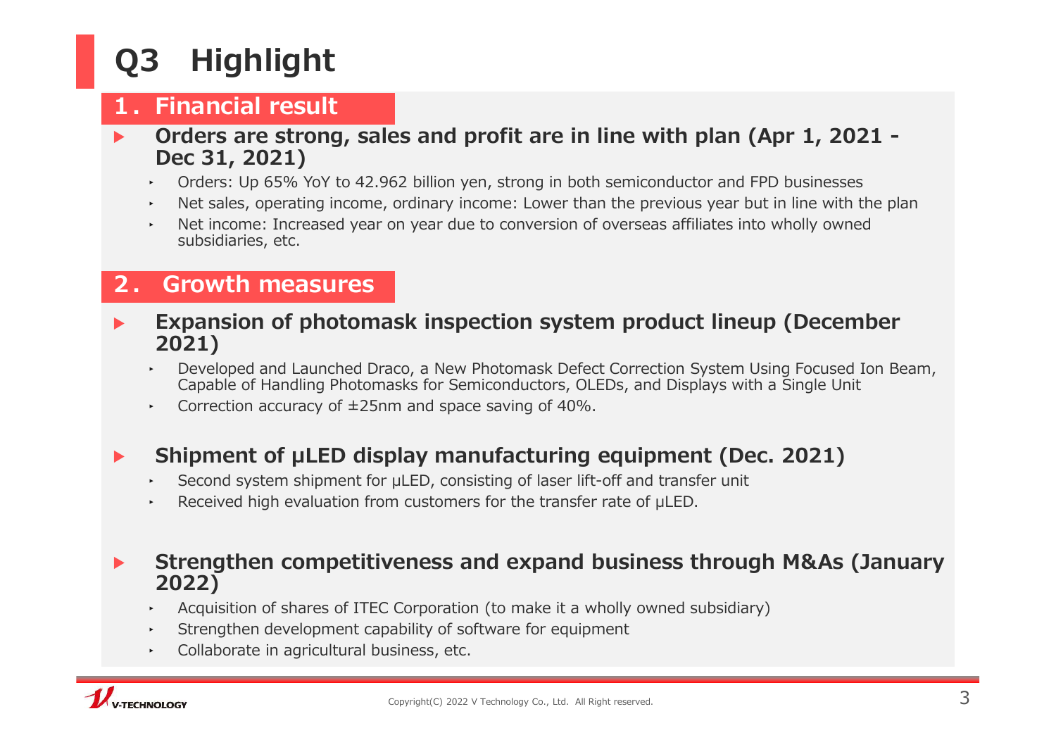# Q3 Highlight

## 1. Financial result

- **Orders are strong, sales and profit are in line with plan (Apr 1, 2021 - Dec 31, 2021)**
  - Orders: Up 65% YoY to 42.962 billion yen, strong in both semiconductor and FPD businesses
  - Net sales, operating income, ordinary income: Lower than the previous year but in line with the plan
  - Net income: Increased year on year due to conversion of overseas affiliates into wholly owned subsidiaries, etc.

## 2. Growth measures

- **Expansion of photomask inspection system product lineup (December 2021)**
  - Developed and Launched Draco, a New Photomask Defect Correction System Using Focused Ion Beam, Capable of Handling Photomasks for Semiconductors, OLEDs, and Displays with a Single Unit
  - Correction accuracy of ±25nm and space saving of 40%.

- **Shipment of μLED display manufacturing equipment (Dec. 2021)**
  - Second system shipment for μLED, consisting of laser lift-off and transfer unit
  - Received high evaluation from customers for the transfer rate of μLED.

- **Strengthen competitiveness and expand business through M&As (January 2022)**
  - Acquisition of shares of ITEC Corporation (to make it a wholly owned subsidiary)
  - Strengthen development capability of software for equipment
  - Collaborate in agricultural business, etc.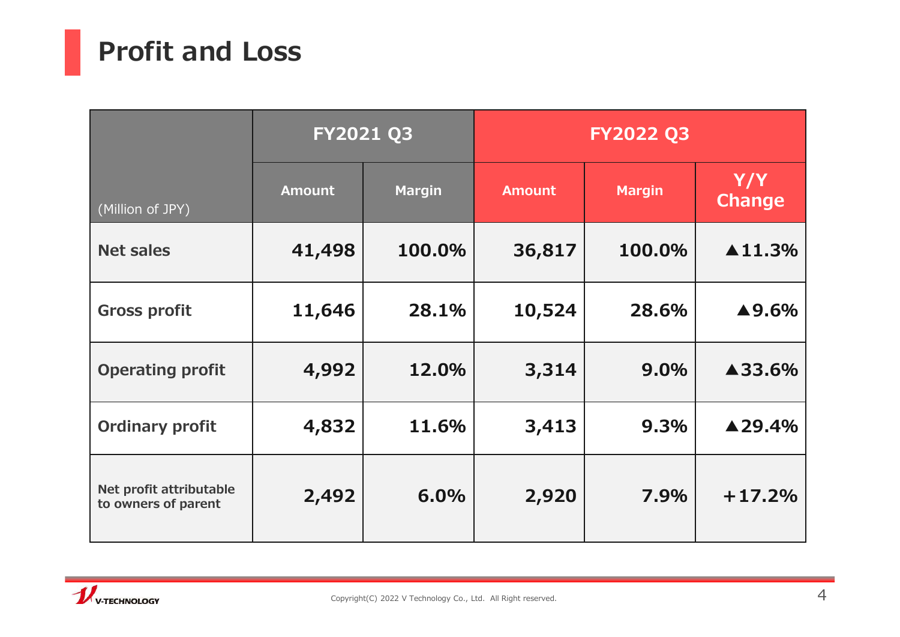# Profit and Loss

| (Million of JPY) | FY2021 Q3 | | FY2022 Q3 | | |
|---|---|---|---|---|---|
| | Amount | Margin | Amount | Margin | Y/Y Change |
| **Net sales** | 41,498 | 100.0% | 36,817 | 100.0% | ▲11.3% |
| **Gross profit** | 11,646 | 28.1% | 10,524 | 28.6% | ▲9.6% |
| **Operating profit** | 4,992 | 12.0% | 3,314 | 9.0% | ▲33.6% |
| **Ordinary profit** | 4,832 | 11.6% | 3,413 | 9.3% | ▲29.4% |
| **Net profit attributable to owners of parent** | 2,492 | 6.0% | 2,920 | 7.9% | +17.2% |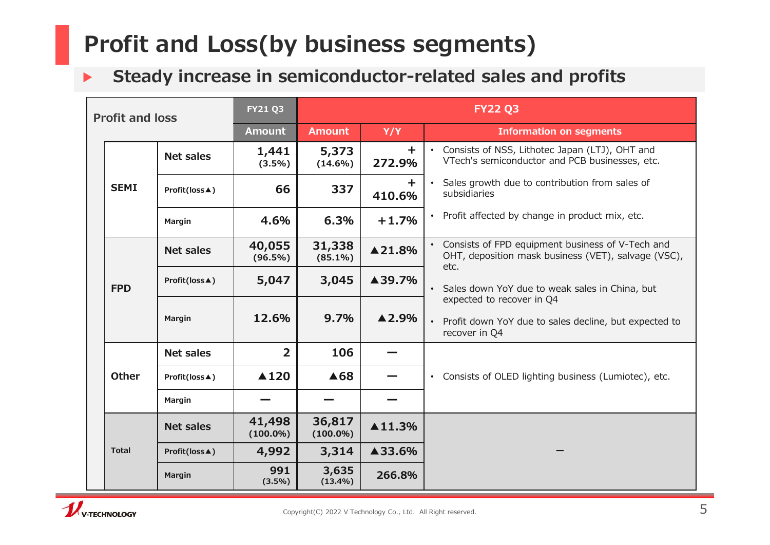# Profit and Loss(by business segments)

▶ **Steady increase in semiconductor-related sales and profits**

| Profit and loss | | FY21 Q3 | FY22 Q3 | | |
|---|---|---|---|---|---|
| | | Amount | Amount | Y/Y | Information on segments |
| SEMI | Net sales | 1,441 (3.5%) | 5,373 (14.6%) | + 272.9% | • Consists of NSS, Lithotec Japan (LTJ), OHT and VTech's semiconductor and PCB businesses, etc. |
| | Profit(loss▲) | 66 | 337 | + 410.6% | • Sales growth due to contribution from sales of subsidiaries |
| | Margin | 4.6% | 6.3% | +1.7% | • Profit affected by change in product mix, etc. |
| FPD | Net sales | 40,055 (96.5%) | 31,338 (85.1%) | ▲21.8% | • Consists of FPD equipment business of V-Tech and OHT, deposition mask business (VET), salvage (VSC), etc. |
| | Profit(loss▲) | 5,047 | 3,045 | ▲39.7% | • Sales down YoY due to weak sales in China, but expected to recover in Q4 |
| | Margin | 12.6% | 9.7% | ▲2.9% | • Profit down YoY due to sales decline, but expected to recover in Q4 |
| Other | Net sales | 2 | 106 | ― | • Consists of OLED lighting business (Lumiotec), etc. |
| | Profit(loss▲) | ▲120 | ▲68 | ― | |
| | Margin | ― | ― | ― | |
| Total | Net sales | 41,498 (100.0%) | 36,817 (100.0%) | ▲11.3% | ― |
| | Profit(loss▲) | 4,992 | 3,314 | ▲33.6% | |
| | Margin | 991 (3.5%) | 3,635 (13.4%) | 266.8% | |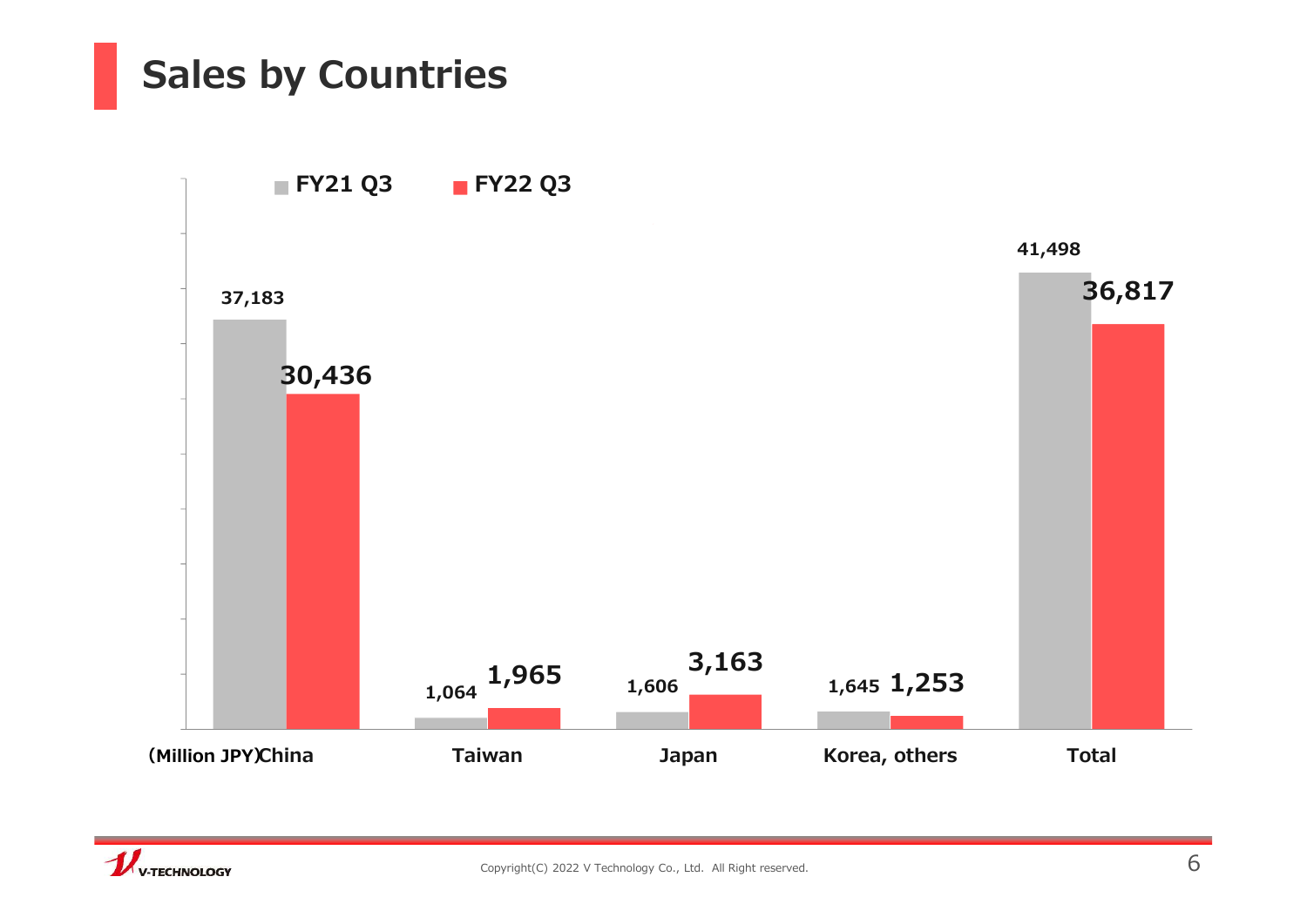# Sales by Countries

(Million JPY)

| | FY21 Q3 | FY22 Q3 |
|---|---|---|
| China | 37,183 | 30,436 |
| Taiwan | 1,064 | 1,965 |
| Japan | 1,606 | 3,163 |
| Korea, others | 1,645 | 1,253 |
| Total | 41,498 | 36,817 |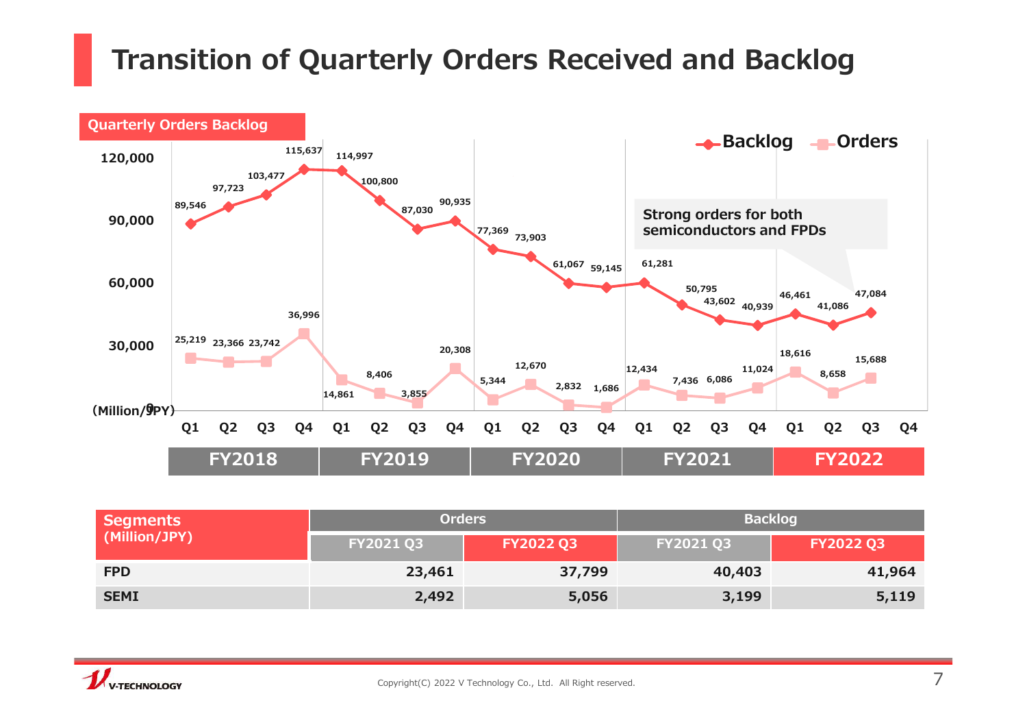# Transition of Quarterly Orders Received and Backlog

**Quarterly Orders Backlog**

(Million/JPY)

| Fiscal Year | Quarter | Backlog | Orders |
|---|---|---|---|
| FY2018 | Q1 | 89,546 | 25,219 |
| FY2018 | Q2 | 97,723 | 23,366 |
| FY2018 | Q3 | 103,477 | 23,742 |
| FY2018 | Q4 | 115,637 | 36,996 |
| FY2019 | Q1 | 114,997 | 14,861 |
| FY2019 | Q2 | 100,800 | 8,406 |
| FY2019 | Q3 | 87,030 | 3,855 |
| FY2019 | Q4 | 90,935 | 20,308 |
| FY2020 | Q1 | 77,369 | 5,344 |
| FY2020 | Q2 | 73,903 | 12,670 |
| FY2020 | Q3 | 61,067 | 2,832 |
| FY2020 | Q4 | 59,145 | 1,686 |
| FY2021 | Q1 | 61,281 | 12,434 |
| FY2021 | Q2 | 50,795 | 7,436 |
| FY2021 | Q3 | 43,602 | 6,086 |
| FY2021 | Q4 | 40,939 | 11,024 |
| FY2022 | Q1 | 46,461 | 18,616 |
| FY2022 | Q2 | 41,086 | 8,658 |
| FY2022 | Q3 | 47,084 | 15,688 |
| FY2022 | Q4 | | |

**Strong orders for both semiconductors and FPDs**

| Segments (Million/JPY) | Orders | | Backlog | |
|---|---|---|---|---|
| | FY2021 Q3 | FY2022 Q3 | FY2021 Q3 | FY2022 Q3 |
| **FPD** | 23,461 | 37,799 | 40,403 | 41,964 |
| **SEMI** | 2,492 | 5,056 | 3,199 | 5,119 |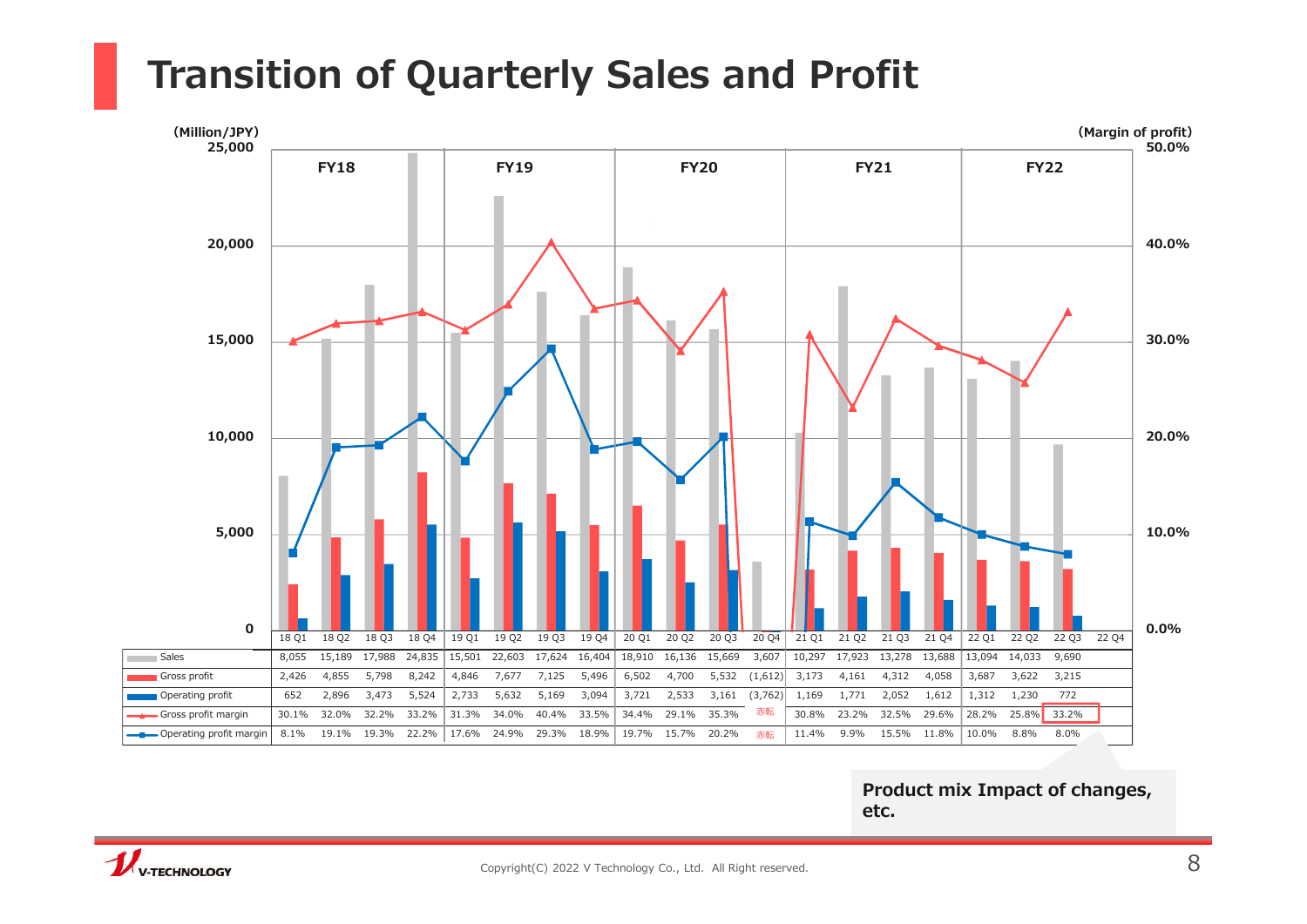# Transition of Quarterly Sales and Profit

(Million/JPY) | (Margin of profit)

| | FY18 | | | | FY19 | | | | FY20 | | | | FY21 | | | | FY22 | | | |
|---|---|---|---|---|---|---|---|---|---|---|---|---|---|---|---|---|---|---|---|---|
| | 18 Q1 | 18 Q2 | 18 Q3 | 18 Q4 | 19 Q1 | 19 Q2 | 19 Q3 | 19 Q4 | 20 Q1 | 20 Q2 | 20 Q3 | 20 Q4 | 21 Q1 | 21 Q2 | 21 Q3 | 21 Q4 | 22 Q1 | 22 Q2 | 22 Q3 | 22 Q4 |
| Sales | 8,055 | 15,189 | 17,988 | 24,835 | 15,501 | 22,603 | 17,624 | 16,404 | 18,910 | 16,136 | 15,669 | 3,607 | 10,297 | 17,923 | 13,278 | 13,688 | 13,094 | 14,033 | 9,690 | |
| Gross profit | 2,426 | 4,855 | 5,798 | 8,242 | 4,846 | 7,677 | 7,125 | 5,496 | 6,502 | 4,700 | 5,532 | (1,612) | 3,173 | 4,161 | 4,312 | 4,058 | 3,687 | 3,622 | 3,215 | |
| Operating profit | 652 | 2,896 | 3,473 | 5,524 | 2,733 | 5,632 | 5,169 | 3,094 | 3,721 | 2,533 | 3,161 | (3,762) | 1,169 | 1,771 | 2,052 | 1,612 | 1,312 | 1,230 | 772 | |
| Gross profit margin | 30.1% | 32.0% | 32.2% | 33.2% | 31.3% | 34.0% | 40.4% | 33.5% | 34.4% | 29.1% | 35.3% | 赤転 | 30.8% | 23.2% | 32.5% | 29.6% | 28.2% | 25.8% | 33.2% | |
| Operating profit margin | 8.1% | 19.1% | 19.3% | 22.2% | 17.6% | 24.9% | 29.3% | 18.9% | 19.7% | 15.7% | 20.2% | 赤転 | 11.4% | 9.9% | 15.5% | 11.8% | 10.0% | 8.8% | 8.0% | |

**Product mix Impact of changes, etc.**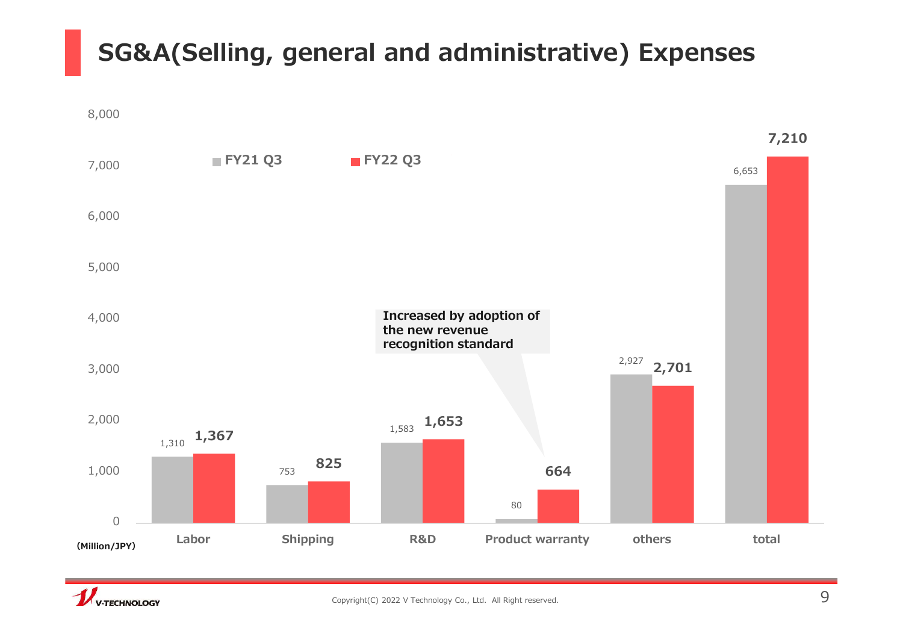# SG&A(Selling, general and administrative) Expenses

(Million/JPY)

| | FY21 Q3 | FY22 Q3 |
|---|---|---|
| Labor | 1,310 | 1,367 |
| Shipping | 753 | 825 |
| R&D | 1,583 | 1,653 |
| Product warranty | 80 | 664 |
| others | 2,927 | 2,701 |
| total | 6,653 | 7,210 |

Product warranty: Increased by adoption of the new revenue recognition standard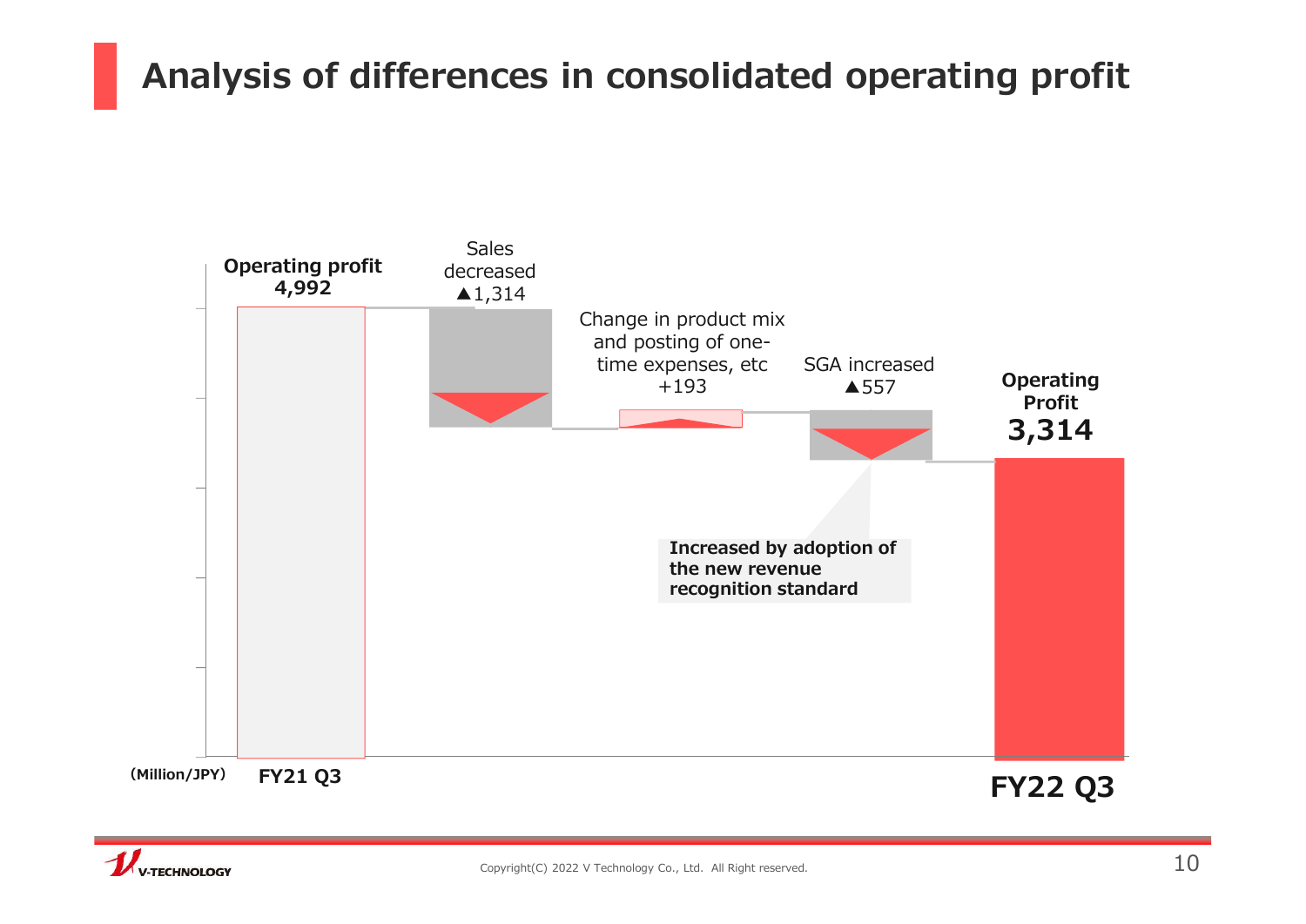# Analysis of differences in consolidated operating profit

(Million/JPY)

| Item | Amount |
| --- | --- |
| FY21 Q3 Operating profit | 4,992 |
| Sales decreased | ▲1,314 |
| Change in product mix and posting of one-time expenses, etc | +193 |
| SGA increased | ▲557 |
| FY22 Q3 Operating Profit | 3,314 |

SGA increased: Increased by adoption of the new revenue recognition standard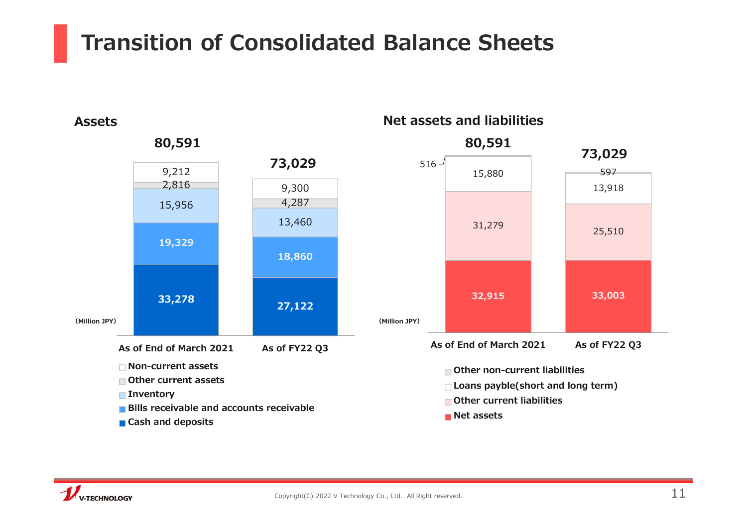# Transition of Consolidated Balance Sheets

## Assets

(Million JPY)

| | As of End of March 2021 | As of FY22 Q3 |
|---|---|---|
| Non-current assets | 9,212 | 9,300 |
| Other current assets | 2,816 | 4,287 |
| Inventory | 15,956 | 13,460 |
| Bills receivable and accounts receivable | 19,329 | 18,860 |
| Cash and deposits | 33,278 | 27,122 |
| **Total** | **80,591** | **73,029** |

## Net assets and liabilities

(Million JPY)

| | As of End of March 2021 | As of FY22 Q3 |
|---|---|---|
| Other non-current liabilities | 516 | 597 |
| Loans payble(short and long term) | 15,880 | 13,918 |
| Other current liabilities | 31,279 | 25,510 |
| Net assets | 32,915 | 33,003 |
| **Total** | **80,591** | **73,029** |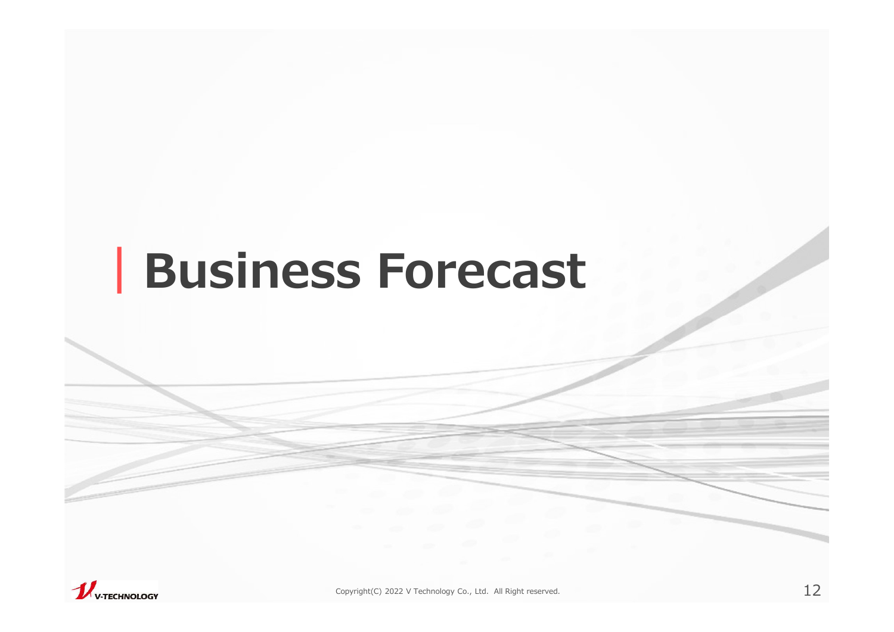# Business Forecast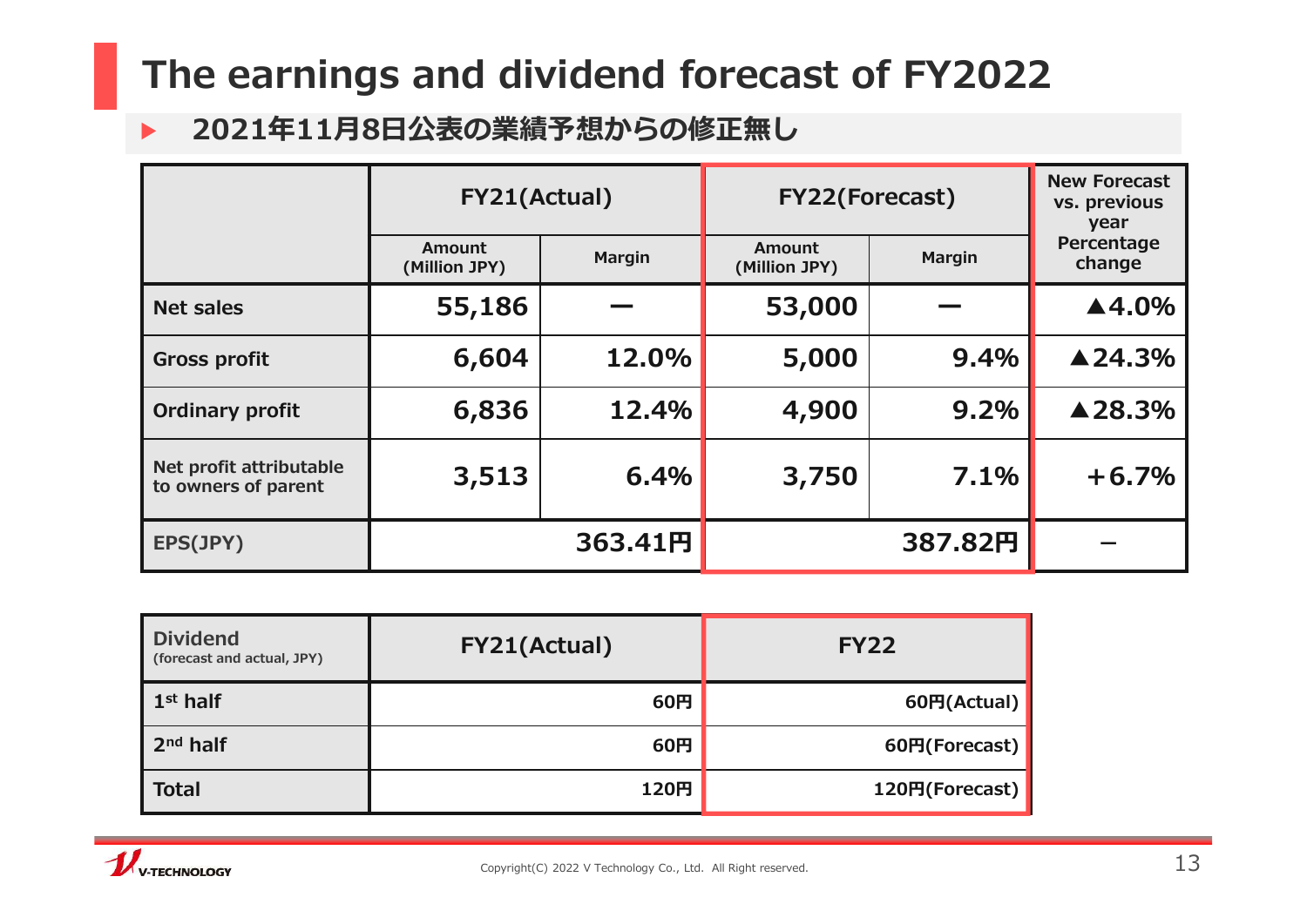# The earnings and dividend forecast of FY2022

- **2021年11月8日公表の業績予想からの修正無し**

| | FY21(Actual) | | FY22(Forecast) | | New Forecast vs. previous year Percentage change |
|---|---|---|---|---|---|
| | Amount (Million JPY) | Margin | Amount (Million JPY) | Margin | |
| Net sales | 55,186 | ― | 53,000 | ― | ▲4.0% |
| Gross profit | 6,604 | 12.0% | 5,000 | 9.4% | ▲24.3% |
| Ordinary profit | 6,836 | 12.4% | 4,900 | 9.2% | ▲28.3% |
| Net profit attributable to owners of parent | 3,513 | 6.4% | 3,750 | 7.1% | +6.7% |
| EPS(JPY) | 363.41円 | | 387.82円 | | － |

| Dividend (forecast and actual, JPY) | FY21(Actual) | FY22 |
|---|---|---|
| 1st half | 60円 | 60円(Actual) |
| 2nd half | 60円 | 60円(Forecast) |
| Total | 120円 | 120円(Forecast) |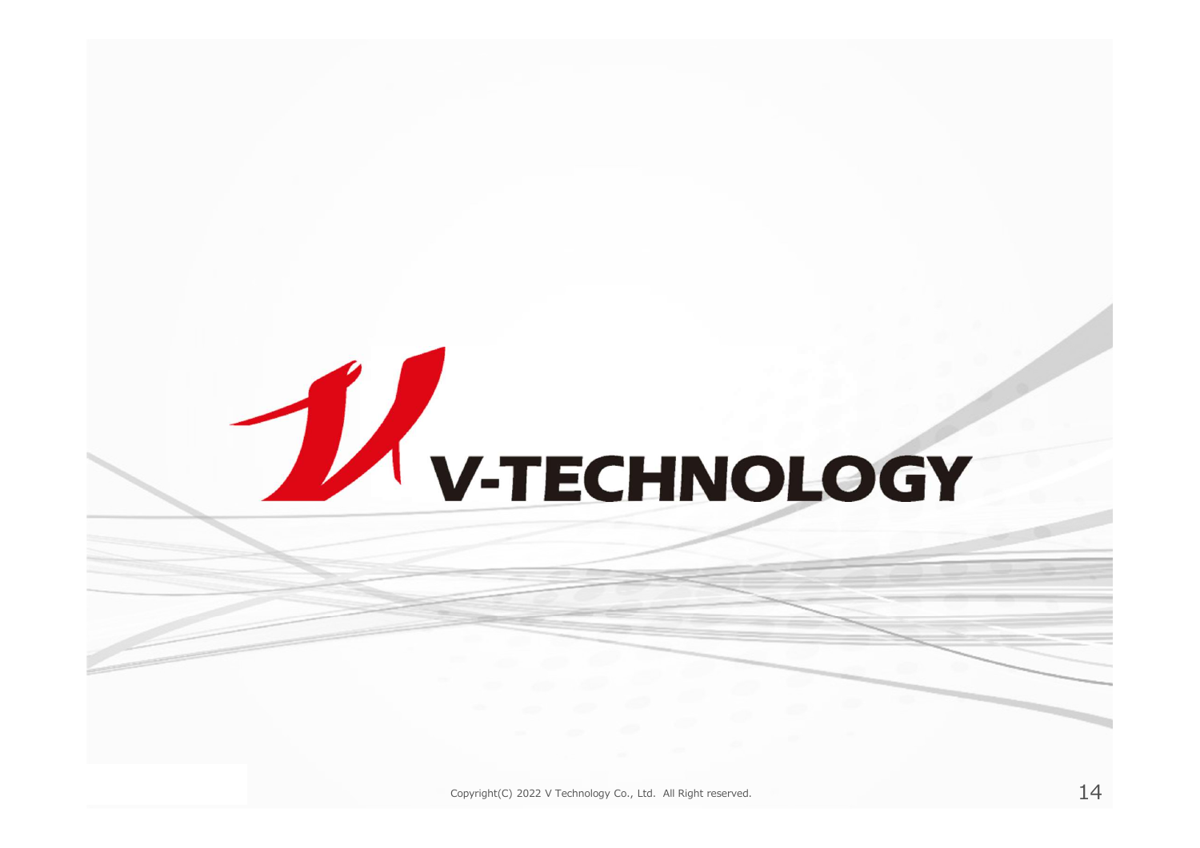V-TECHNOLOGY

Copyright(C) 2022 V Technology Co., Ltd. All Right reserved.